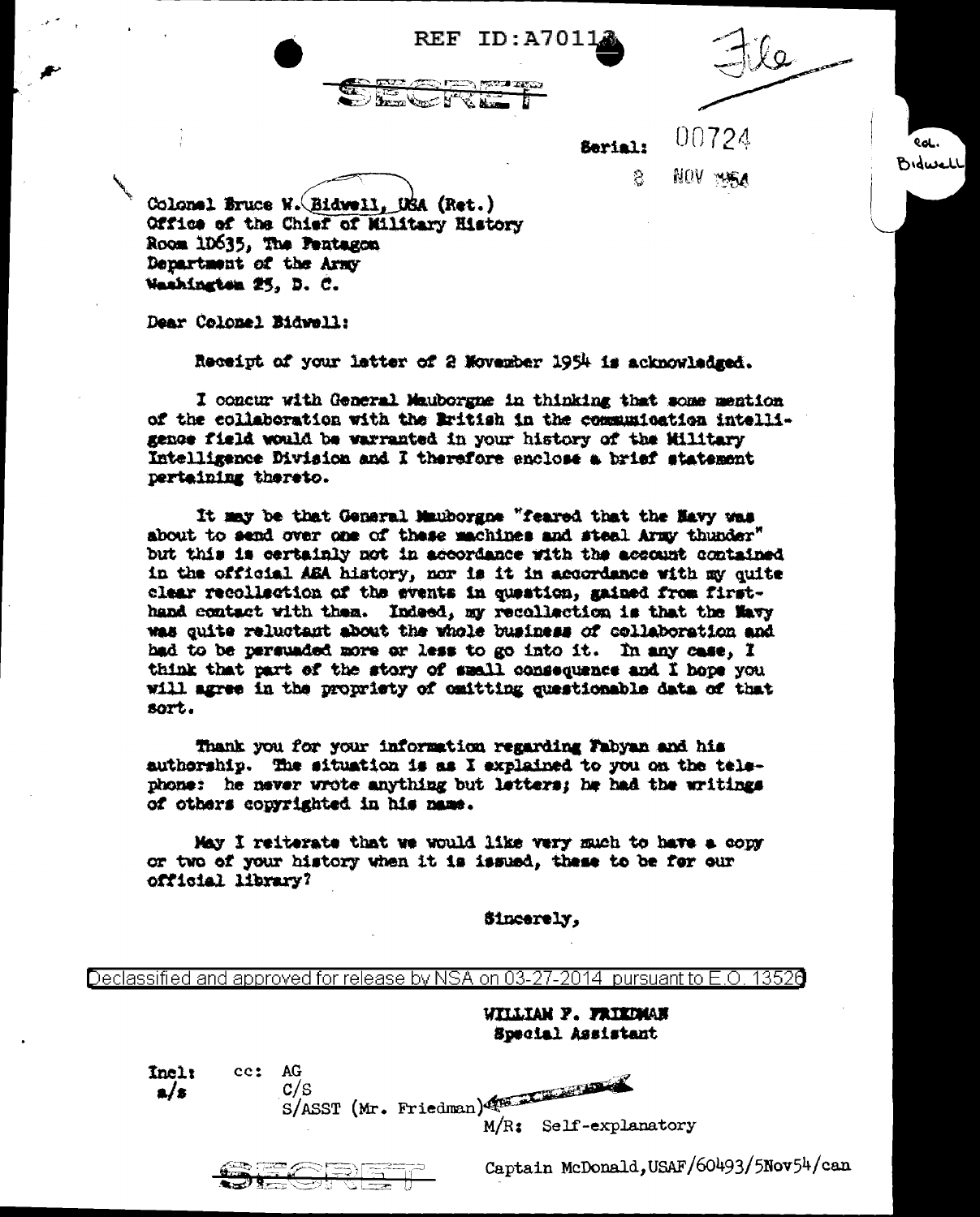REF ID:A70113

SECRET

File

Serial: 00724

8 NOV 1954

Col. Bidwell

Colonel Bruce W. Bidwell, USA (Ret.)
Office of the Chief of Military History
Room 1D635, The Pentagon
Department of the Army
Washington 25, D. C.

Dear Colonel Bidwell:

Receipt of your letter of 2 November 1954 is acknowledged.

I concur with General Mauborgne in thinking that some mention of the collaboration with the British in the communication intelligence field would be warranted in your history of the Military Intelligence Division and I therefore enclose a brief statement pertaining thereto.

It may be that General Mauborgne "feared that the Navy was about to send over one of these machines and steal Army thunder" but this is certainly not in accordance with the account contained in the official ASA history, nor is it in accordance with my quite clear recollection of the events in question, gained from first-hand contact with them. Indeed, my recollection is that the Navy was quite reluctant about the whole business of collaboration and had to be persuaded more or less to go into it. In any case, I think that part of the story of small consequence and I hope you will agree in the propriety of omitting questionable data of that sort.

Thank you for your information regarding Fabyan and his authorship. The situation is as I explained to you on the telephone: he never wrote anything but letters; he had the writings of others copyrighted in his name.

May I reiterate that we would like very much to have a copy or two of your history when it is issued, these to be for our official library?

Sincerely,

Declassified and approved for release by NSA on 03-27-2014 pursuant to E.O. 13526

WILLIAM F. FRIEDMAN
Special Assistant

Incl:
a/s

cc: AG
C/S
S/ASST (Mr. Friedman)

M/R: Self-explanatory

Captain McDonald,USAF/60493/5Nov54/can

SECRET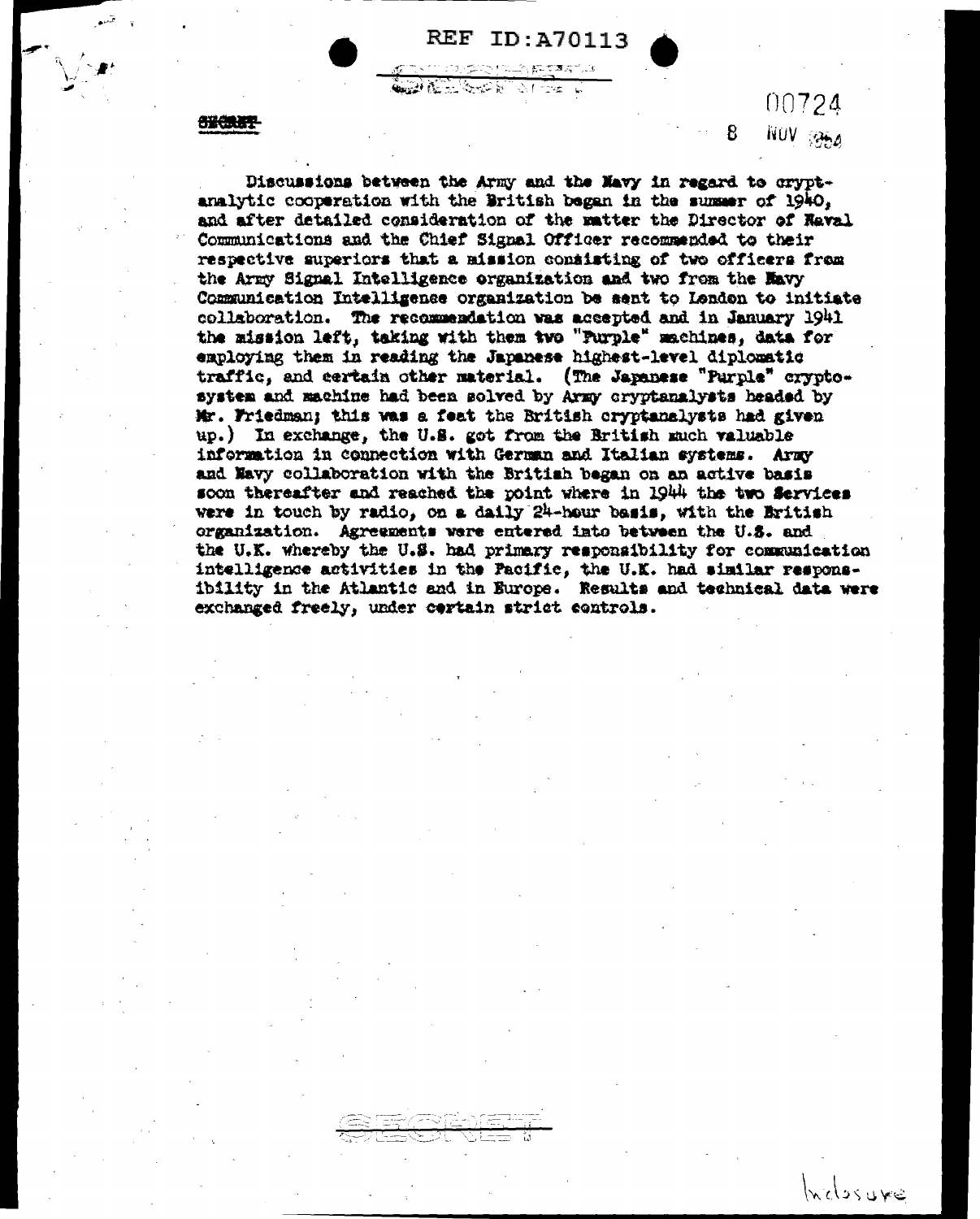SECRET

00724
8 NOV 1954

Discussions between the Army and the Navy in regard to cryptanalytic cooperation with the British began in the summer of 1940, and after detailed consideration of the matter the Director of Naval Communications and the Chief Signal Officer recommended to their respective superiors that a mission consisting of two officers from the Army Signal Intelligence organization and two from the Navy Communication Intelligence organization be sent to London to initiate collaboration. The recommendation was accepted and in January 1941 the mission left, taking with them two "Purple" machines, data for employing them in reading the Japanese highest-level diplomatic traffic, and certain other material. (The Japanese "Purple" cryptosystem and machine had been solved by Army cryptanalysts headed by Mr. Friedman; this was a feat the British cryptanalysts had given up.) In exchange, the U.S. got from the British much valuable information in connection with German and Italian systems. Army and Navy collaboration with the British began on an active basis soon thereafter and reached the point where in 1944 the two Services were in touch by radio, on a daily 24-hour basis, with the British organization. Agreements were entered into between the U.S. and the U.K. whereby the U.S. had primary responsibility for communication intelligence activities in the Pacific, the U.K. had similar responsibility in the Atlantic and in Europe. Results and technical data were exchanged freely, under certain strict controls.

SECRET

Inclosure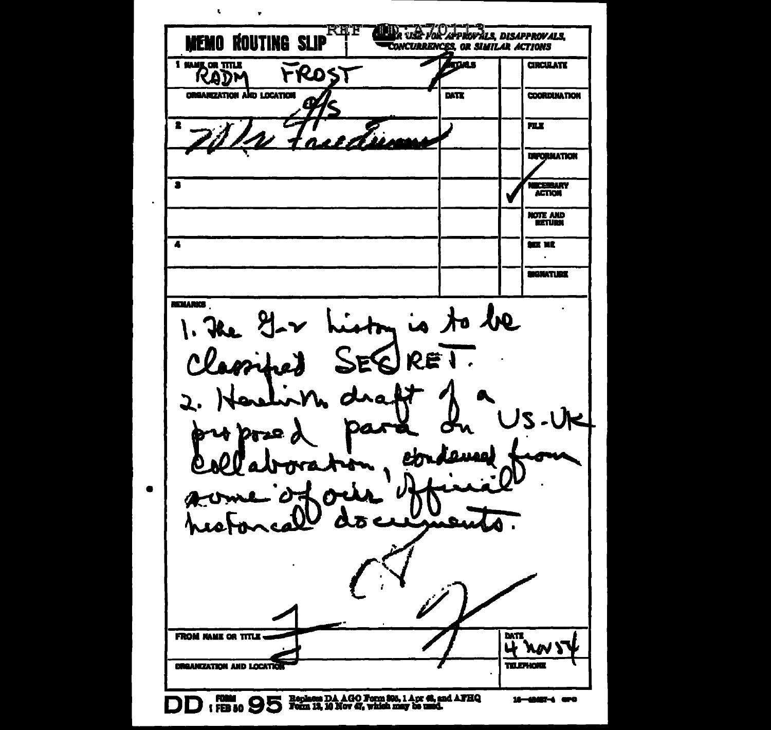REF ID:A70113

**MEMO ROUTING SLIP** | NEVER USE FOR APPROVALS, DISAPPROVALS, CONCURRENCES, OR SIMILAR ACTIONS

| | | | |
|---|---|---|---|
| 1 NAME OR TITLE<br>RADM FROST | INITIALS | | CIRCULATE |
| ORGANIZATION AND LOCATION<br>C/S | DATE | | COORDINATION |
| 2 Wm Friedman | | | FILE |
| | | | INFORMATION |
| 3 | | ✓ | NECESSARY ACTION |
| | | | NOTE AND RETURN |
| 4 | | | SEE ME |
| | | | SIGNATURE |

REMARKS

1. The G-2 history is to be classified SECRET.
2. Herewith draft of a proposed para on US-UK collaboration, condensed from some of our official historical documents.

FROM NAME OR TITLE

ORGANIZATION AND LOCATION

DATE 4 Nov 54

TELEPHONE

DD FORM 1 FEB 50 95 Replaces DA AGO Form 895, 1 Apr 48, and AFHQ Form 12, 10 Nov 47, which may be used.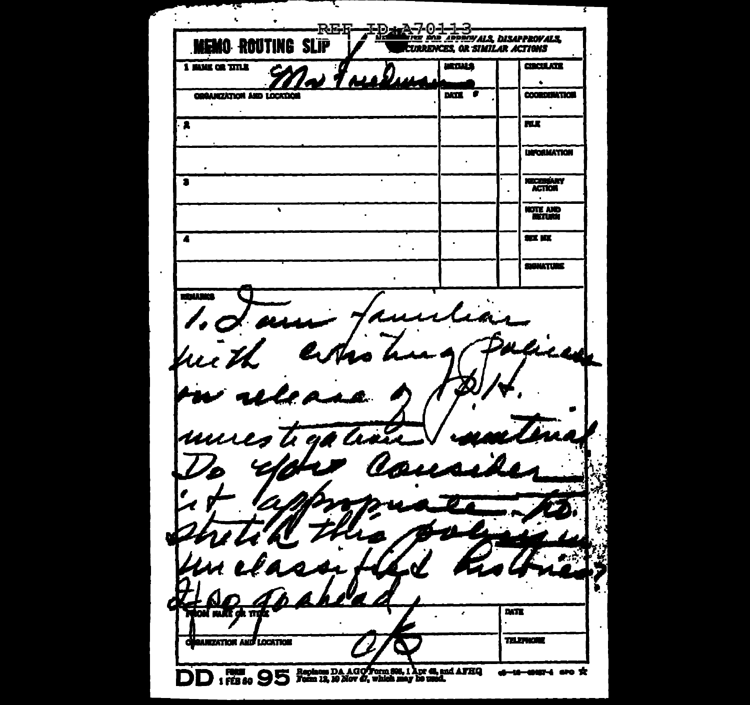REF ID:A70113

**MEMO ROUTING SLIP** | NEVER USE FOR APPROVALS, DISAPPROVALS, CONCURRENCES, OR SIMILAR ACTIONS

| 1 NAME OR TITLE | INITIALS | | CIRCULATE |
|---|---|---|---|
| Mr Friedman | | | |
| ORGANIZATION AND LOCATION | DATE | | COORDINATION |
| 2 | | | FILE |
| | | | INFORMATION |
| 3 | | | NECESSARY ACTION |
| | | | NOTE AND RETURN |
| 4 | | | SEE ME |
| | | | SIGNATURE |

REMARKS

1. I am familiar with existing policy on release of J.H. investigative material. Do you consider it appropriate to sketch this policy in unclassified histories?

Go ahead
OK

| FROM NAME OR TITLE | DATE |
|---|---|
| ORGANIZATION AND LOCATION | TELEPHONE |

DD FORM 1 FEB 50 95 Replaces DA AGO Form 895, 1 Apr 48, and AFHQ Form 12, 10 Nov 47, which may be used.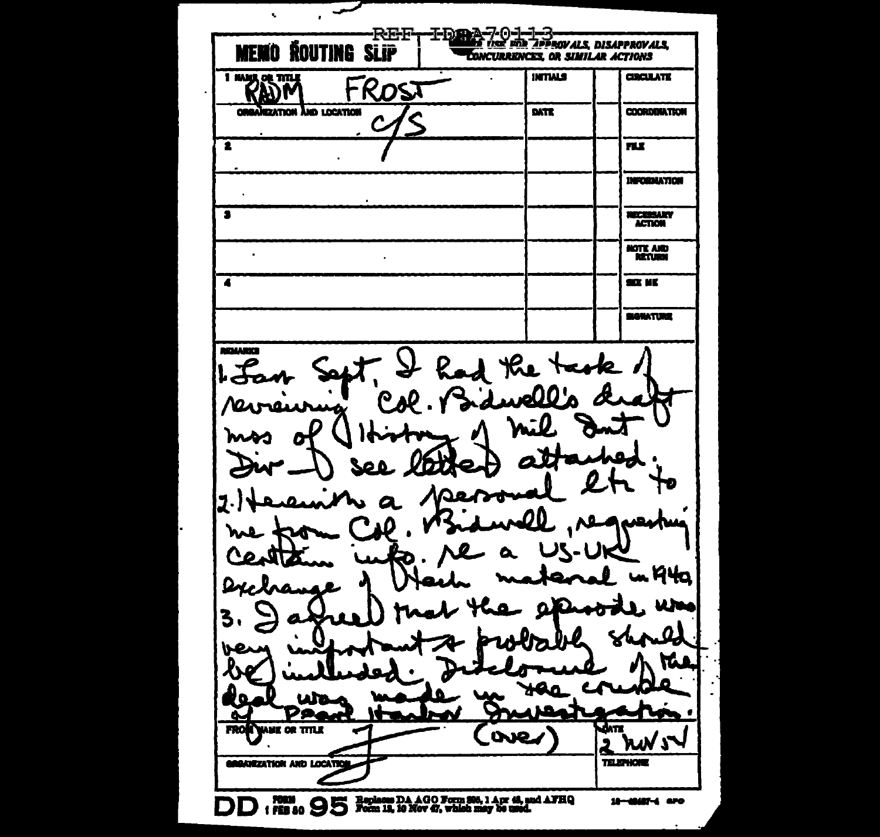REF ID:A70113

**MEMO ROUTING SLIP** | NEVER USE FOR APPROVALS, DISAPPROVALS, CONCURRENCES, OR SIMILAR ACTIONS

| NAME OR TITLE | INITIALS | | |
|---|---|---|---|
| 1 RADM FROST | | | CIRCULATE |
| ORGANIZATION AND LOCATION C/S | DATE | | COORDINATION |
| 2 | | | FILE |
| | | | INFORMATION |
| 3 | | | NECESSARY ACTION |
| | | | NOTE AND RETURN |
| 4 | | | SEE ME |
| | | | SIGNATURE |

REMARKS

1. Last Sept, I had the task of reviewing Col. Bidwell's draft mss of History of Mil Int Div — see letter attached.

2. Herewith a personal ltr to me from Col. Bidwell, requesting certain info. re a US-UK exchange of tech material in 1940.

3. I agreed that the episode was very important & probably should be included. Disclosure of the deal was made in the course of Pearl Harbor Investigation.

(over)

FROM NAME OR TITLE: [signature]

DATE: 2 Nov 54

ORGANIZATION AND LOCATION

TELEPHONE

DD FORM 1 FEB 50 95 Replaces DA AGO Form 895, 1 Apr 48, and AFHQ Form 12, 10 Nov 47, which may be used.

16—48487-4 GPO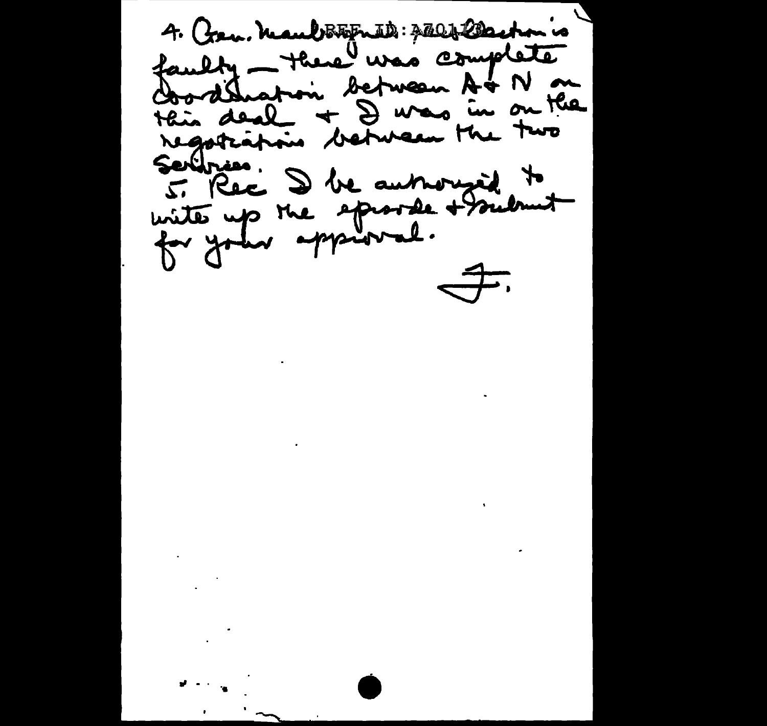4. Gen. Mauborgne's [REF ID: A70123] ... is faulty — there was complete coordination between A + N on this deal + I was in on the negotiations between the two Services.

5. Rec I be authorized to write up the episode + submit for your approval.

F.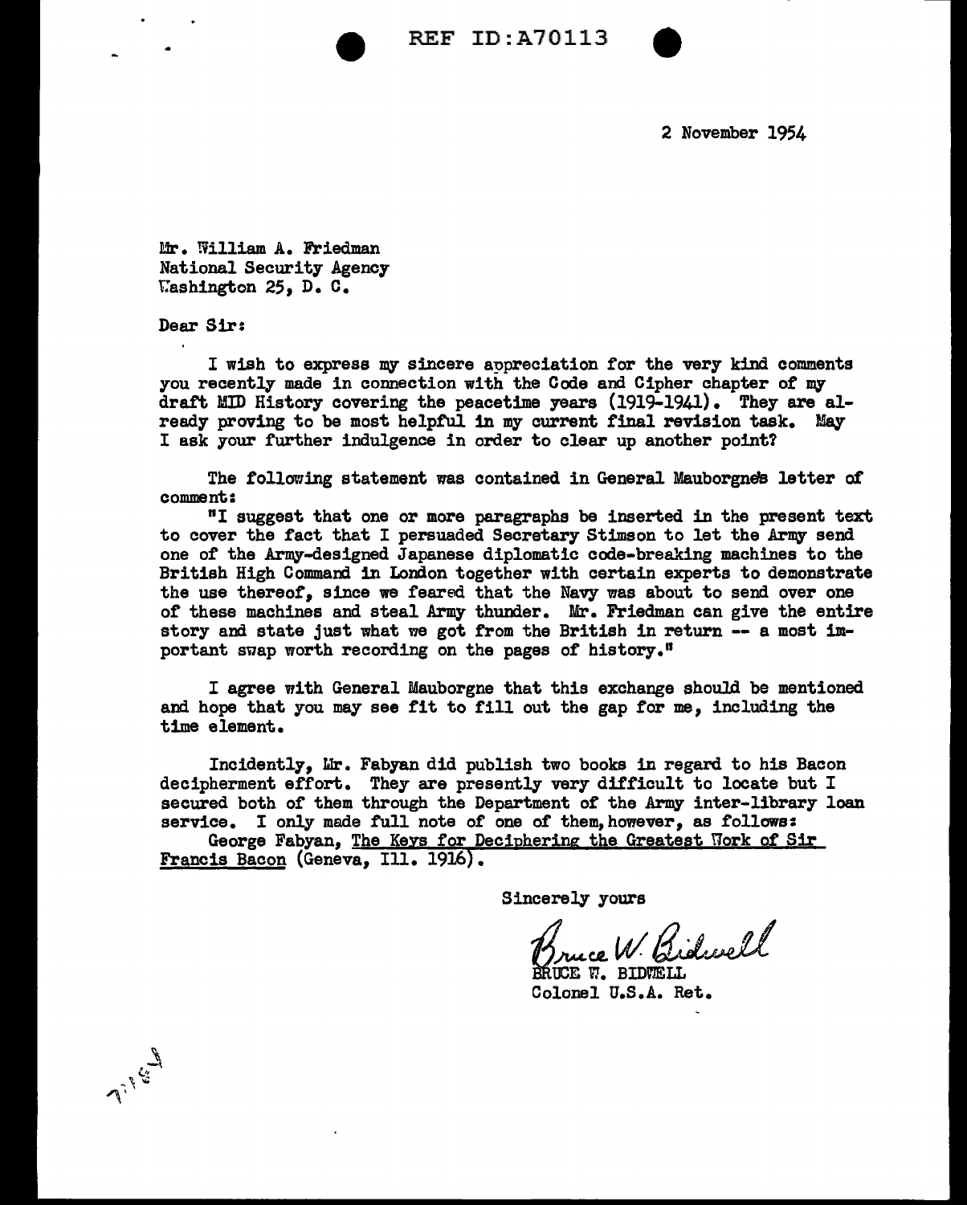REF ID:A70113

2 November 1954

Mr. William A. Friedman
National Security Agency
Washington 25, D. C.

Dear Sir:

I wish to express my sincere appreciation for the very kind comments you recently made in connection with the Code and Cipher chapter of my draft MID History covering the peacetime years (1919-1941). They are already proving to be most helpful in my current final revision task. May I ask your further indulgence in order to clear up another point?

The following statement was contained in General Mauborgne's letter of comment:

"I suggest that one or more paragraphs be inserted in the present text to cover the fact that I persuaded Secretary Stimson to let the Army send one of the Army-designed Japanese diplomatic code-breaking machines to the British High Command in London together with certain experts to demonstrate the use thereof, since we feared that the Navy was about to send over one of these machines and steal Army thunder. Mr. Friedman can give the entire story and state just what we got from the British in return -- a most important swap worth recording on the pages of history."

I agree with General Mauborgne that this exchange should be mentioned and hope that you may see fit to fill out the gap for me, including the time element.

Incidently, Mr. Fabyan did publish two books in regard to his Bacon decipherment effort. They are presently very difficult to locate but I secured both of them through the Department of the Army inter-library loan service. I only made full note of one of them, however, as follows:

George Fabyan, The Keys for Deciphering the Greatest Work of Sir Francis Bacon (Geneva, Ill. 1916).

Sincerely yours

Bruce W. Bidwell

BRUCE W. BIDWELL
Colonel U.S.A. Ret.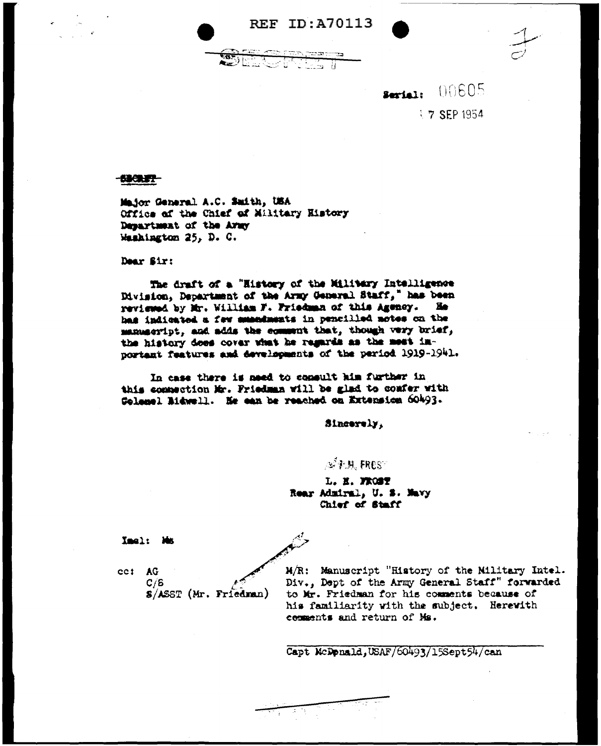REF ID:A70113

SECRET

Serial: 00605

17 SEP 1954

SECRET

Major General A.C. Smith, USA
Office of the Chief of Military History
Department of the Army
Washington 25, D. C.

Dear Sir:

The draft of a "History of the Military Intelligence Division, Department of the Army General Staff," has been reviewed by Mr. William F. Friedman of this Agency. He has indicated a few amendments in pencilled notes on the manuscript, and adds the comment that, though very brief, the history does cover what he regards as the most important features and developments of the period 1919-1941.

In case there is need to consult him further in this connection Mr. Friedman will be glad to confer with Colonel Bidwell. He can be reached on Extension 60493.

Sincerely,

L.H. FROST

L. H. FROST
Rear Admiral, U. S. Navy
Chief of Staff

Incl: Ms

cc: AG
C/S
S/ASST (Mr. Friedman)

M/R: Manuscript "History of the Military Intel. Div., Dept of the Army General Staff" forwarded to Mr. Friedman for his comments because of his familiarity with the subject. Herewith comments and return of Ms.

Capt McDonald,USAF/60493/15Sept54/can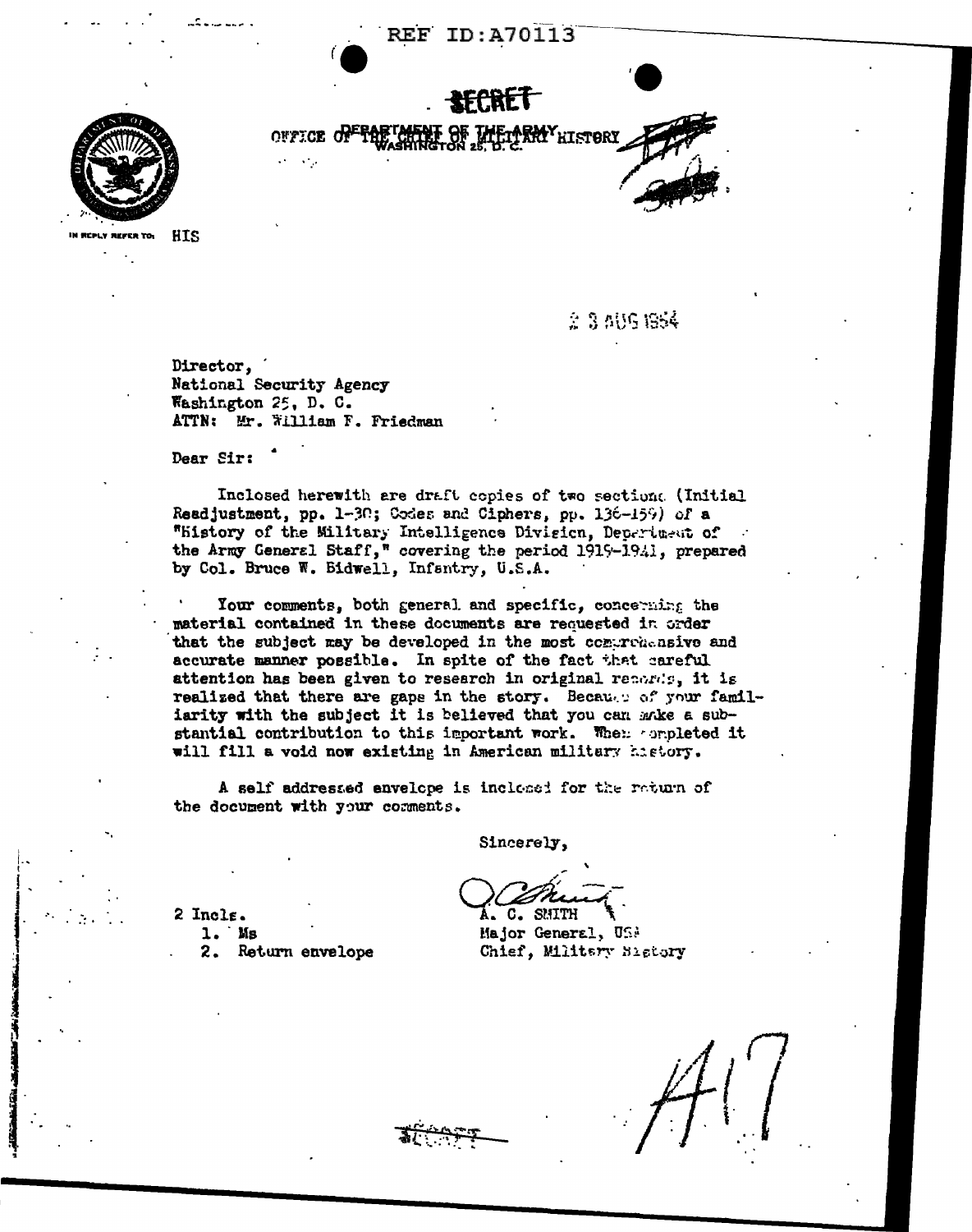REF ID:A70113

SECRET

OFFICE OF THE CHIEF OF MILITARY HISTORY
DEPARTMENT OF THE ARMY
WASHINGTON 25, D. C.

IN REPLY REFER TO: HIS

23 AUG 1954

Director,
National Security Agency
Washington 25, D. C.
ATTN: Mr. William F. Friedman

Dear Sir:

Inclosed herewith are draft copies of two sections (Initial Readjustment, pp. 1-30; Codes and Ciphers, pp. 136-159) of a "History of the Military Intelligence Division, Department of the Army General Staff," covering the period 1919-1941, prepared by Col. Bruce W. Bidwell, Infantry, U.S.A.

Your comments, both general and specific, concerning the material contained in these documents are requested in order that the subject may be developed in the most comprehensive and accurate manner possible. In spite of the fact that careful attention has been given to research in original records, it is realized that there are gaps in the story. Because of your familiarity with the subject it is believed that you can make a substantial contribution to this important work. When completed it will fill a void now existing in American military history.

A self addressed envelope is inclosed for the return of the document with your comments.

Sincerely,

A. C. SMITH
Major General, USA
Chief, Military History

2 Incls.
1. Ms
2. Return envelope

#17

SECRET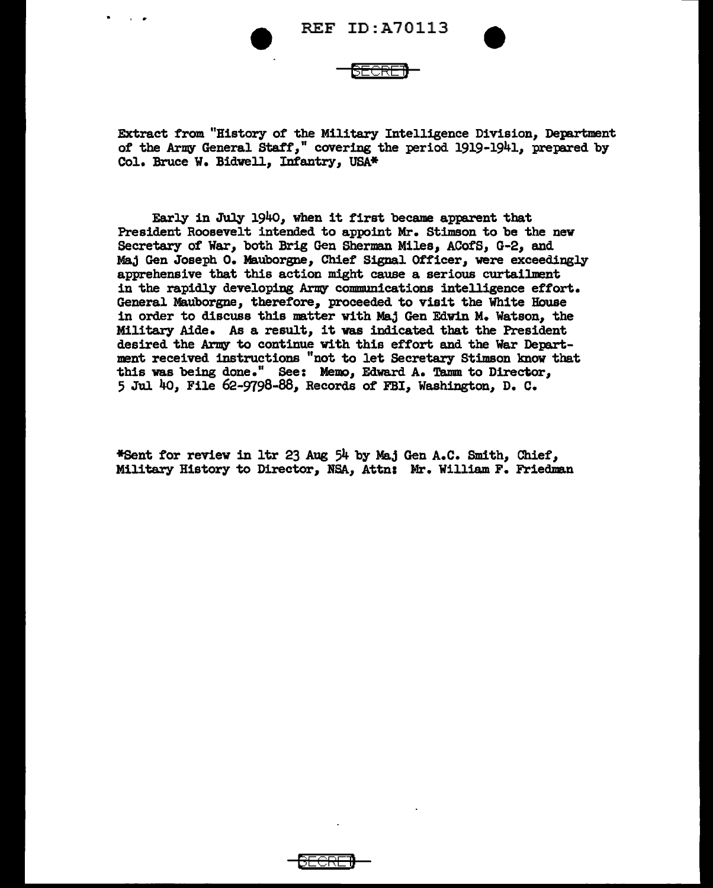Extract from "History of the Military Intelligence Division, Department of the Army General Staff," covering the period 1919-1941, prepared by Col. Bruce W. Bidwell, Infantry, USA*

Early in July 1940, when it first became apparent that President Roosevelt intended to appoint Mr. Stimson to be the new Secretary of War, both Brig Gen Sherman Miles, ACofS, G-2, and Maj Gen Joseph O. Mauborgne, Chief Signal Officer, were exceedingly apprehensive that this action might cause a serious curtailment in the rapidly developing Army communications intelligence effort. General Mauborgne, therefore, proceeded to visit the White House in order to discuss this matter with Maj Gen Edwin M. Watson, the Military Aide. As a result, it was indicated that the President desired the Army to continue with this effort and the War Department received instructions "not to let Secretary Stimson know that this was being done." See: Memo, Edward A. Tamm to Director, 5 Jul 40, File 62-9798-88, Records of FBI, Washington, D. C.

*Sent for review in ltr 23 Aug 54 by Maj Gen A.C. Smith, Chief, Military History to Director, NSA, Attn: Mr. William F. Friedman